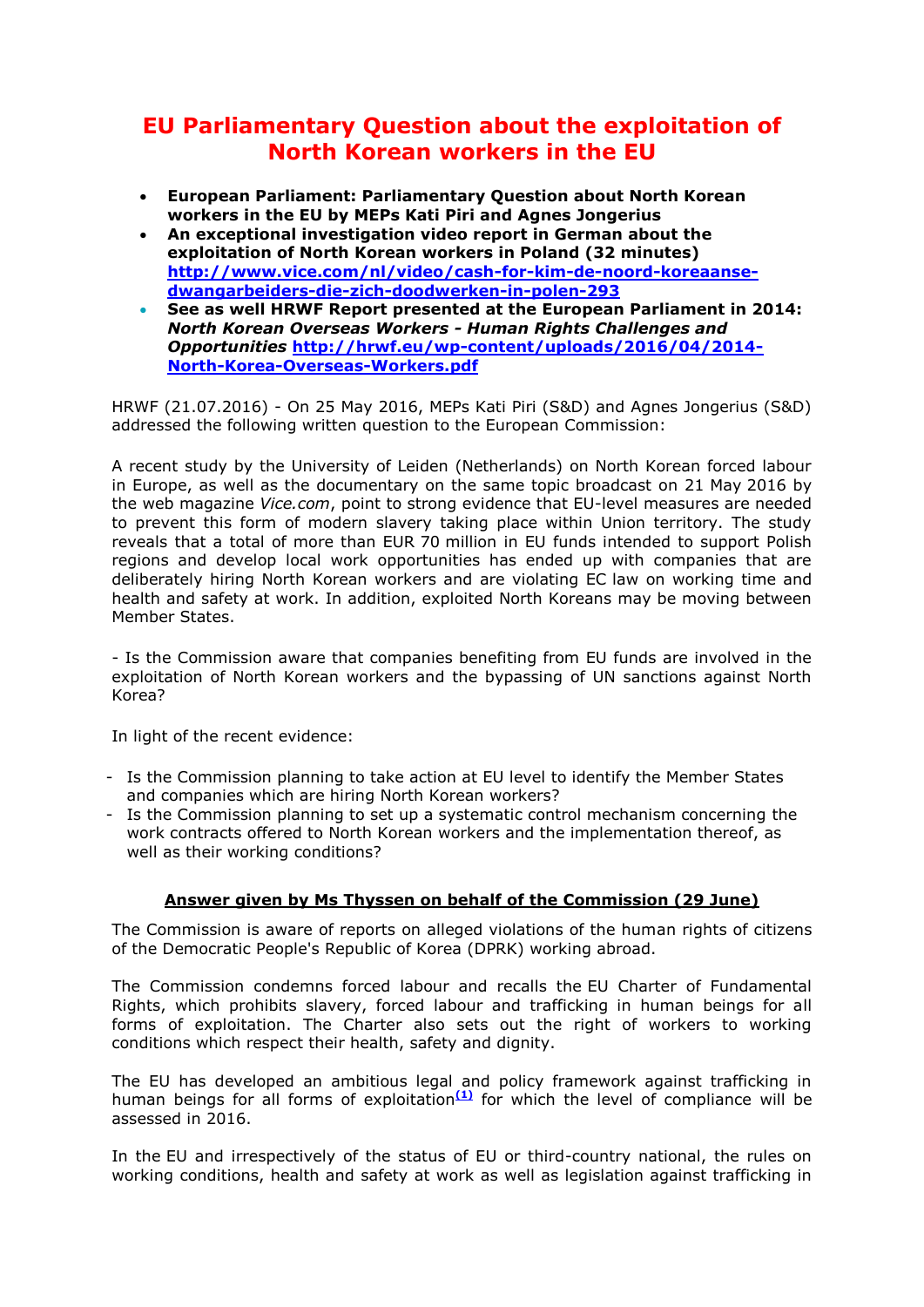# EU Parliamentary Question about the exploitation of North Korean workers in the EU

- **European Parliament: Parliamentary Question about North Korean workers in the EU by MEPs Kati Piri and Agnes Jongerius**
- **An exceptional investigation video report in German about the exploitation of North Korean workers in Poland (32 minutes) http://www.vice.com/nl/video/cash-for-kim-de-noord-koreaanse-dwangarbeiders-die-zich-doodwerken-in-polen-293**
- **See as well HRWF Report presented at the European Parliament in 2014: *North Korean Overseas Workers - Human Rights Challenges and Opportunities* http://hrwf.eu/wp-content/uploads/2016/04/2014-North-Korea-Overseas-Workers.pdf**

HRWF (21.07.2016) - On 25 May 2016, MEPs Kati Piri (S&D) and Agnes Jongerius (S&D) addressed the following written question to the European Commission:

A recent study by the University of Leiden (Netherlands) on North Korean forced labour in Europe, as well as the documentary on the same topic broadcast on 21 May 2016 by the web magazine *Vice.com*, point to strong evidence that EU-level measures are needed to prevent this form of modern slavery taking place within Union territory. The study reveals that a total of more than EUR 70 million in EU funds intended to support Polish regions and develop local work opportunities has ended up with companies that are deliberately hiring North Korean workers and are violating EC law on working time and health and safety at work. In addition, exploited North Koreans may be moving between Member States.

- Is the Commission aware that companies benefiting from EU funds are involved in the exploitation of North Korean workers and the bypassing of UN sanctions against North Korea?

In light of the recent evidence:

- Is the Commission planning to take action at EU level to identify the Member States and companies which are hiring North Korean workers?
- Is the Commission planning to set up a systematic control mechanism concerning the work contracts offered to North Korean workers and the implementation thereof, as well as their working conditions?

**Answer given by Ms Thyssen on behalf of the Commission (29 June)**

The Commission is aware of reports on alleged violations of the human rights of citizens of the Democratic People's Republic of Korea (DPRK) working abroad.

The Commission condemns forced labour and recalls the EU Charter of Fundamental Rights, which prohibits slavery, forced labour and trafficking in human beings for all forms of exploitation. The Charter also sets out the right of workers to working conditions which respect their health, safety and dignity.

The EU has developed an ambitious legal and policy framework against trafficking in human beings for all forms of exploitation[(1)] for which the level of compliance will be assessed in 2016.

In the EU and irrespectively of the status of EU or third-country national, the rules on working conditions, health and safety at work as well as legislation against trafficking in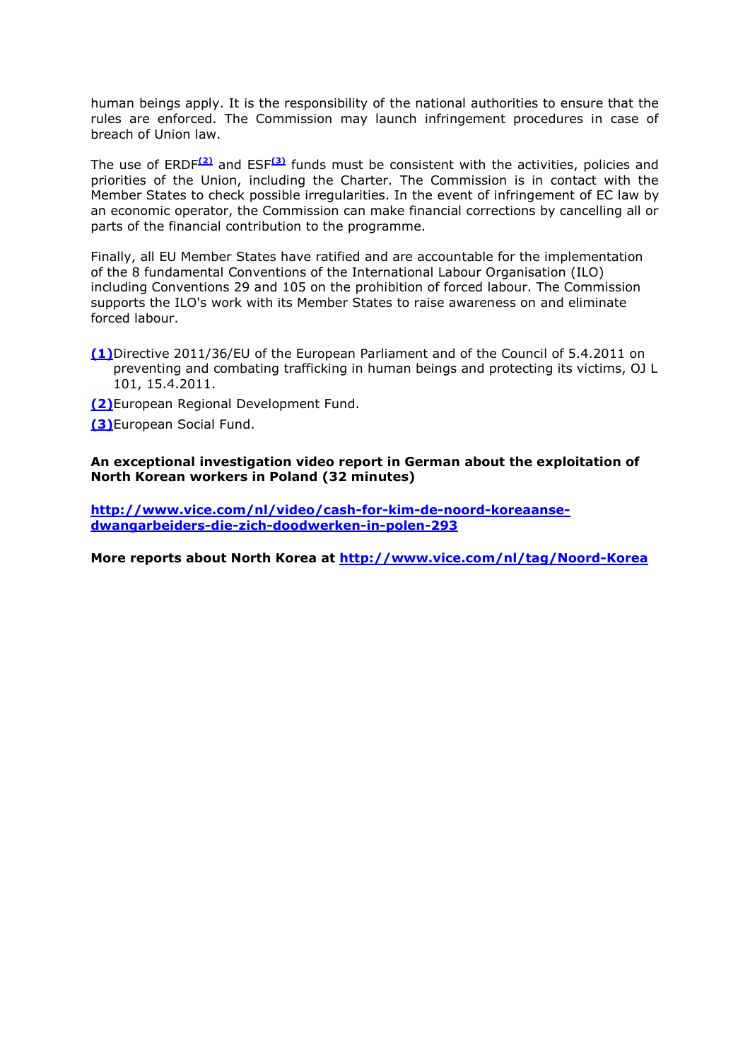human beings apply. It is the responsibility of the national authorities to ensure that the rules are enforced. The Commission may launch infringement procedures in case of breach of Union law.

The use of ERDF[(2)] and ESF[(3)] funds must be consistent with the activities, policies and priorities of the Union, including the Charter. The Commission is in contact with the Member States to check possible irregularities. In the event of infringement of EC law by an economic operator, the Commission can make financial corrections by cancelling all or parts of the financial contribution to the programme.

Finally, all EU Member States have ratified and are accountable for the implementation of the 8 fundamental Conventions of the International Labour Organisation (ILO) including Conventions 29 and 105 on the prohibition of forced labour. The Commission supports the ILO's work with its Member States to raise awareness on and eliminate forced labour.

(1) Directive 2011/36/EU of the European Parliament and of the Council of 5.4.2011 on preventing and combating trafficking in human beings and protecting its victims, OJ L 101, 15.4.2011.

(2) European Regional Development Fund.

(3) European Social Fund.

**An exceptional investigation video report in German about the exploitation of North Korean workers in Poland (32 minutes)**

**http://www.vice.com/nl/video/cash-for-kim-de-noord-koreaanse-dwangarbeiders-die-zich-doodwerken-in-polen-293**

**More reports about North Korea at http://www.vice.com/nl/tag/Noord-Korea**